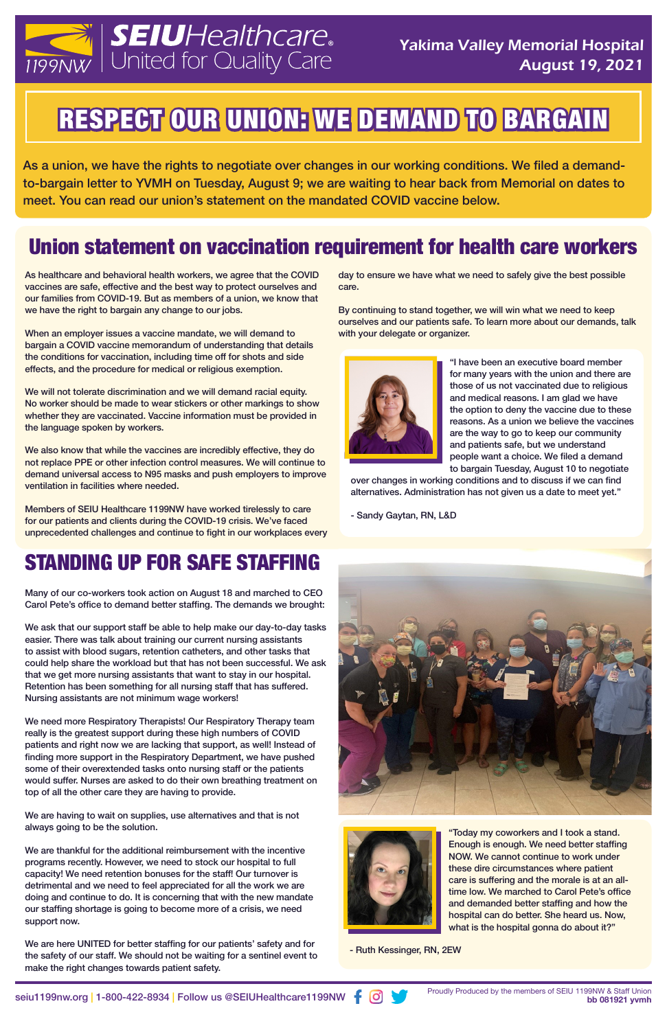**SEIU Healthcare 1199NW** — United for Quality Care

Yakima Valley Memorial Hospital
August 19, 2021

# RESPECT OUR UNION: WE DEMAND TO BARGAIN

As a union, we have the rights to negotiate over changes in our working conditions. We filed a demand-to-bargain letter to YVMH on Tuesday, August 9; we are waiting to hear back from Memorial on dates to meet. You can read our union's statement on the mandated COVID vaccine below.

## Union statement on vaccination requirement for health care workers

As healthcare and behavioral health workers, we agree that the COVID vaccines are safe, effective and the best way to protect ourselves and our families from COVID-19. But as members of a union, we know that we have the right to bargain any change to our jobs.

When an employer issues a vaccine mandate, we will demand to bargain a COVID vaccine memorandum of understanding that details the conditions for vaccination, including time off for shots and side effects, and the procedure for medical or religious exemption.

We will not tolerate discrimination and we will demand racial equity. No worker should be made to wear stickers or other markings to show whether they are vaccinated. Vaccine information must be provided in the language spoken by workers.

We also know that while the vaccines are incredibly effective, they do not replace PPE or other infection control measures. We will continue to demand universal access to N95 masks and push employers to improve ventilation in facilities where needed.

Members of SEIU Healthcare 1199NW have worked tirelessly to care for our patients and clients during the COVID-19 crisis. We've faced unprecedented challenges and continue to fight in our workplaces every day to ensure we have what we need to safely give the best possible care.

By continuing to stand together, we will win what we need to keep ourselves and our patients safe. To learn more about our demands, talk with your delegate or organizer.

"I have been an executive board member for many years with the union and there are those of us not vaccinated due to religious and medical reasons. I am glad we have the option to deny the vaccine due to these reasons. As a union we believe the vaccines are the way to go to keep our community and patients safe, but we understand people want a choice. We filed a demand to bargain Tuesday, August 10 to negotiate over changes in working conditions and to discuss if we can find alternatives. Administration has not given us a date to meet yet."

- Sandy Gaytan, RN, L&D

## STANDING UP FOR SAFE STAFFING

Many of our co-workers took action on August 18 and marched to CEO Carol Pete's office to demand better staffing. The demands we brought:

We ask that our support staff be able to help make our day-to-day tasks easier. There was talk about training our current nursing assistants to assist with blood sugars, retention catheters, and other tasks that could help share the workload but that has not been successful. We ask that we get more nursing assistants that want to stay in our hospital. Retention has been something for all nursing staff that has suffered. Nursing assistants are not minimum wage workers!

We need more Respiratory Therapists! Our Respiratory Therapy team really is the greatest support during these high numbers of COVID patients and right now we are lacking that support, as well! Instead of finding more support in the Respiratory Department, we have pushed some of their overextended tasks onto nursing staff or the patients would suffer. Nurses are asked to do their own breathing treatment on top of all the other care they are having to provide.

We are having to wait on supplies, use alternatives and that is not always going to be the solution.

We are thankful for the additional reimbursement with the incentive programs recently. However, we need to stock our hospital to full capacity! We need retention bonuses for the staff! Our turnover is detrimental and we need to feel appreciated for all the work we are doing and continue to do. It is concerning that with the new mandate our staffing shortage is going to become more of a crisis, we need support now.

We are here UNITED for better staffing for our patients' safety and for the safety of our staff. We should not be waiting for a sentinel event to make the right changes towards patient safety.

"Today my coworkers and I took a stand. Enough is enough. We need better staffing NOW. We cannot continue to work under these dire circumstances where patient care is suffering and the morale is at an all-time low. We marched to Carol Pete's office and demanded better staffing and how the hospital can do better. She heard us. Now, what is the hospital gonna do about it?"

- Ruth Kessinger, RN, 2EW

seiu1199nw.org | 1-800-422-8934 | Follow us @SEIUHealthcare1199NW

Proudly Produced by the members of SEIU 1199NW & Staff Union
**bb 081921 yvmh**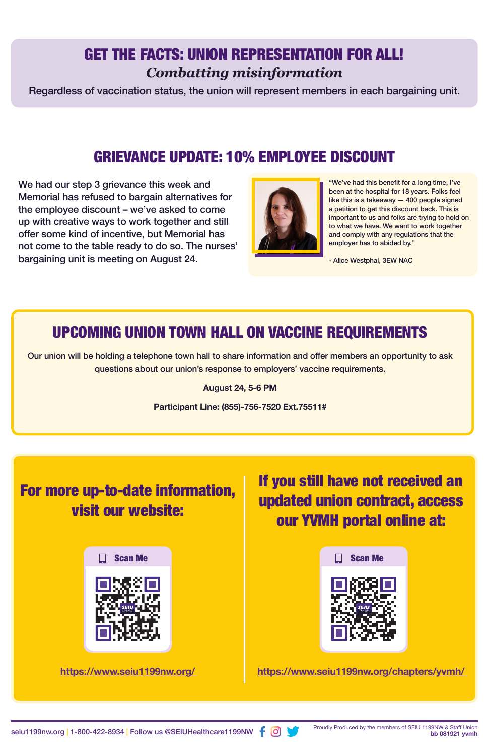## GET THE FACTS: UNION REPRESENTATION FOR ALL!

***Combatting misinformation***

Regardless of vaccination status, the union will represent members in each bargaining unit.

## GRIEVANCE UPDATE: 10% EMPLOYEE DISCOUNT

We had our step 3 grievance this week and Memorial has refused to bargain alternatives for the employee discount – we've asked to come up with creative ways to work together and still offer some kind of incentive, but Memorial has not come to the table ready to do so. The nurses' bargaining unit is meeting on August 24.

"We've had this benefit for a long time, I've been at the hospital for 18 years. Folks feel like this is a takeaway — 400 people signed a petition to get this discount back. This is important to us and folks are trying to hold on to what we have. We want to work together and comply with any regulations that the employer has to abided by."

- Alice Westphal, 3EW NAC

## UPCOMING UNION TOWN HALL ON VACCINE REQUIREMENTS

Our union will be holding a telephone town hall to share information and offer members an opportunity to ask questions about our union's response to employers' vaccine requirements.

**August 24, 5-6 PM**

**Participant Line: (855)-756-7520 Ext.75511#**

### For more up-to-date information, visit our website:

Scan Me

https://www.seiu1199nw.org/

### If you still have not received an updated union contract, access our YVMH portal online at:

Scan Me

https://www.seiu1199nw.org/chapters/yvmh/

seiu1199nw.org | 1-800-422-8934 | Follow us @SEIUHealthcare1199NW

Proudly Produced by the members of SEIU 1199NW & Staff Union
bb 081921 yvmh